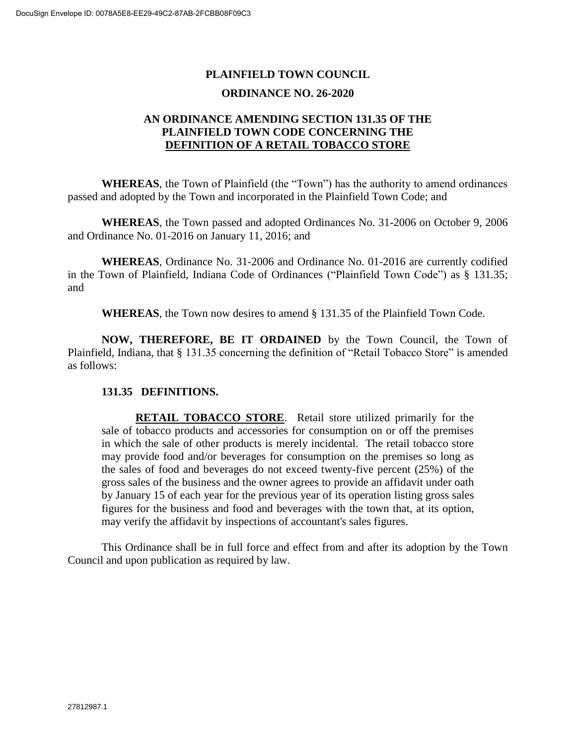# PLAINFIELD TOWN COUNCIL

## ORDINANCE NO. 26-2020

### AN ORDINANCE AMENDING SECTION 131.35 OF THE PLAINFIELD TOWN CODE CONCERNING THE DEFINITION OF A RETAIL TOBACCO STORE

**WHEREAS**, the Town of Plainfield (the "Town") has the authority to amend ordinances passed and adopted by the Town and incorporated in the Plainfield Town Code; and

**WHEREAS**, the Town passed and adopted Ordinances No. 31-2006 on October 9, 2006 and Ordinance No. 01-2016 on January 11, 2016; and

**WHEREAS**, Ordinance No. 31-2006 and Ordinance No. 01-2016 are currently codified in the Town of Plainfield, Indiana Code of Ordinances ("Plainfield Town Code") as § 131.35; and

**WHEREAS**, the Town now desires to amend § 131.35 of the Plainfield Town Code.

**NOW, THEREFORE, BE IT ORDAINED** by the Town Council, the Town of Plainfield, Indiana, that § 131.35 concerning the definition of "Retail Tobacco Store" is amended as follows:

**131.35 DEFINITIONS.**

> **RETAIL TOBACCO STORE**. Retail store utilized primarily for the sale of tobacco products and accessories for consumption on or off the premises in which the sale of other products is merely incidental. The retail tobacco store may provide food and/or beverages for consumption on the premises so long as the sales of food and beverages do not exceed twenty-five percent (25%) of the gross sales of the business and the owner agrees to provide an affidavit under oath by January 15 of each year for the previous year of its operation listing gross sales figures for the business and food and beverages with the town that, at its option, may verify the affidavit by inspections of accountant's sales figures.

This Ordinance shall be in full force and effect from and after its adoption by the Town Council and upon publication as required by law.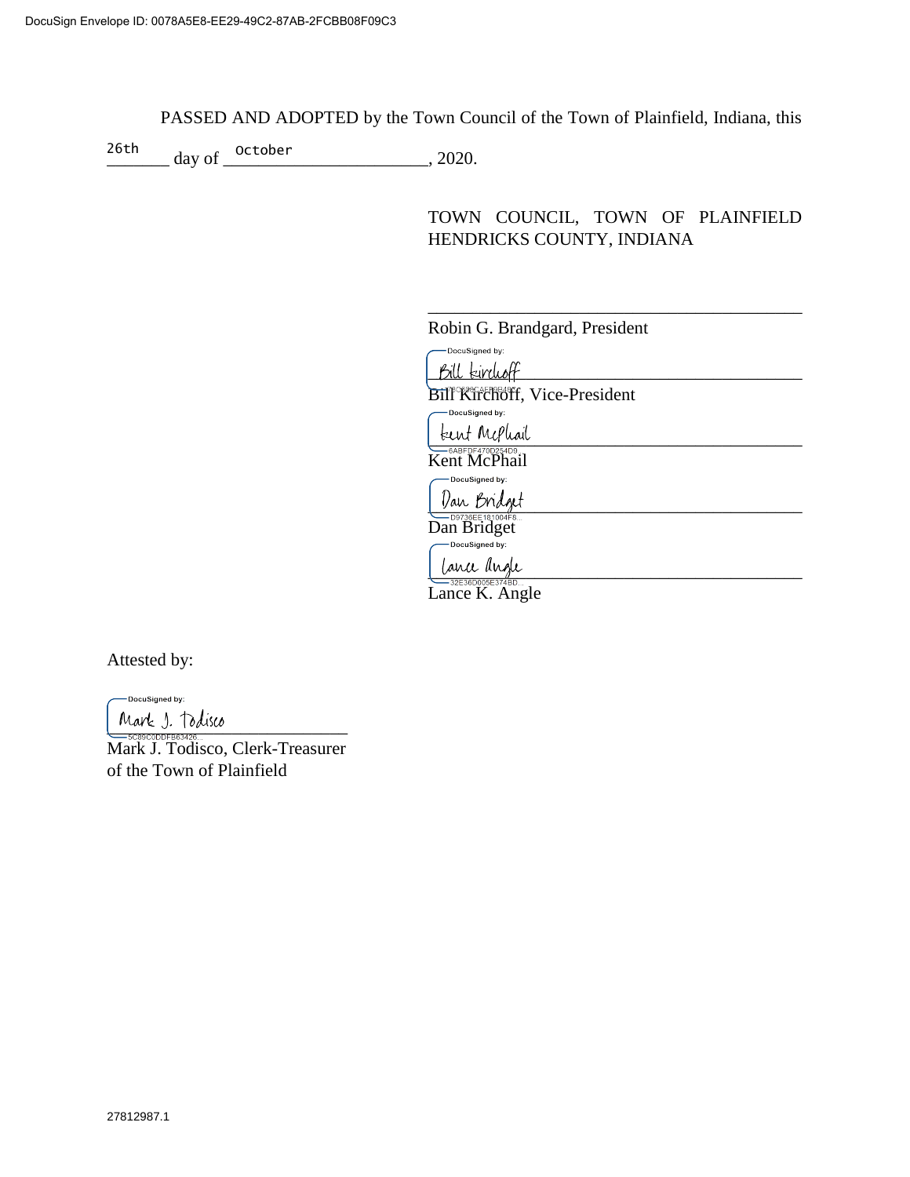PASSED AND ADOPTED by the Town Council of the Town of Plainfield, Indiana, this 26th day of October, 2020.

TOWN COUNCIL, TOWN OF PLAINFIELD
HENDRICKS COUNTY, INDIANA

\_\_\_\_\_\_\_\_\_\_\_\_\_\_\_\_\_\_\_\_\_\_\_\_\_\_\_\_\_\_\_\_\_\_\_\_\_\_\_\_
Robin G. Brandgard, President

DocuSigned by: Bill Kirchoff
Bill Kirchoff, Vice-President

DocuSigned by: Kent McPhail
6ABFDF470D254D9...
Kent McPhail

DocuSigned by: Dan Bridget
D9736EE181004F8...
Dan Bridget

DocuSigned by: Lance Angle
32E36D005E374BD...
Lance K. Angle

Attested by:

DocuSigned by: Mark J. Todisco
5C89C0DDFB63426...
Mark J. Todisco, Clerk-Treasurer
of the Town of Plainfield

27812987.1